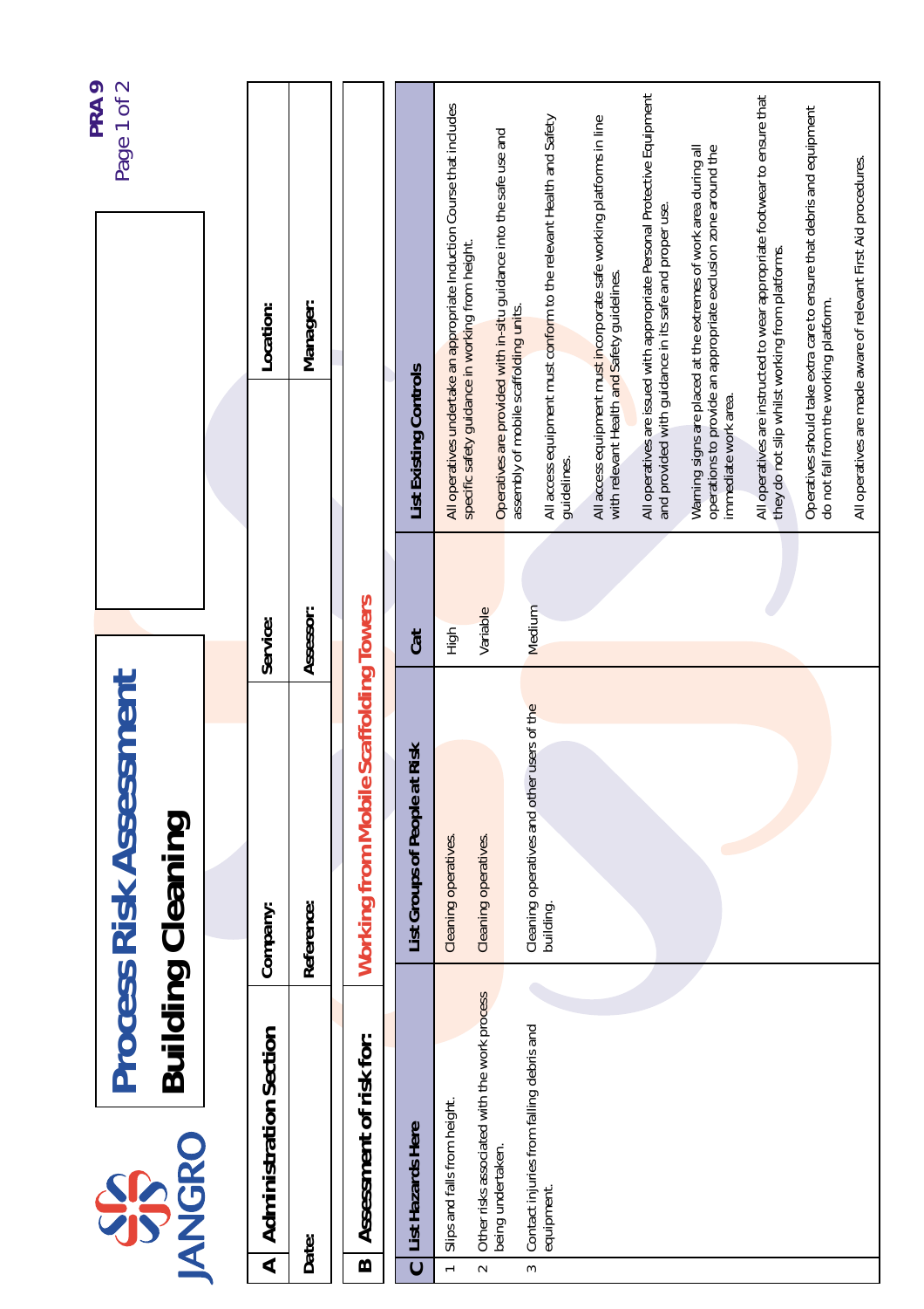JANGRO

# Process Risk Assessment

## Building Cleaning

PRA 9

| A | Administration Section | | | | |
|---|---|---|---|---|---|
| | Company: | | Service: | | Location: |
| Date: | Reference: | | Assessor: | | Manager: |

| B | Assessment of risk for: | Working from Mobile Scaffolding Towers |
|---|---|---|

| C | List Hazards Here | List Groups of People at Risk | Cat | List Existing Controls |
|---|---|---|---|---|
| 1 | Slips and falls from height. | Cleaning operatives. | High | All operatives undertake an appropriate Induction Course that includes specific safety guidance in working from height. |
| 2 | Other risks associated with the work process being undertaken. | Cleaning operatives. | Variable | Operatives are provided with in-situ guidance into the safe use and assembly of mobile scaffolding units. |
| 3 | Contact injuries from falling debris and equipment. | Cleaning operatives and other users of the building. | Medium | All access equipment must conform to the relevant Health and Safety guidelines. |
| | | | | All access equipment must incorporate safe working platforms in line with relevant Health and Safety guidelines. |
| | | | | All operatives are issued with appropriate Personal Protective Equipment and provided with guidance in its safe and proper use. |
| | | | | Warning signs are placed at the extremes of work area during all operations to provide an appropriate exclusion zone around the immediate work area. |
| | | | | All operatives are instructed to wear appropriate footwear to ensure that they do not slip whilst working from platforms. |
| | | | | Operatives should take extra care to ensure that debris and equipment do not fall from the working platform. |
| | | | | All operatives are made aware of relevant First Aid procedures. |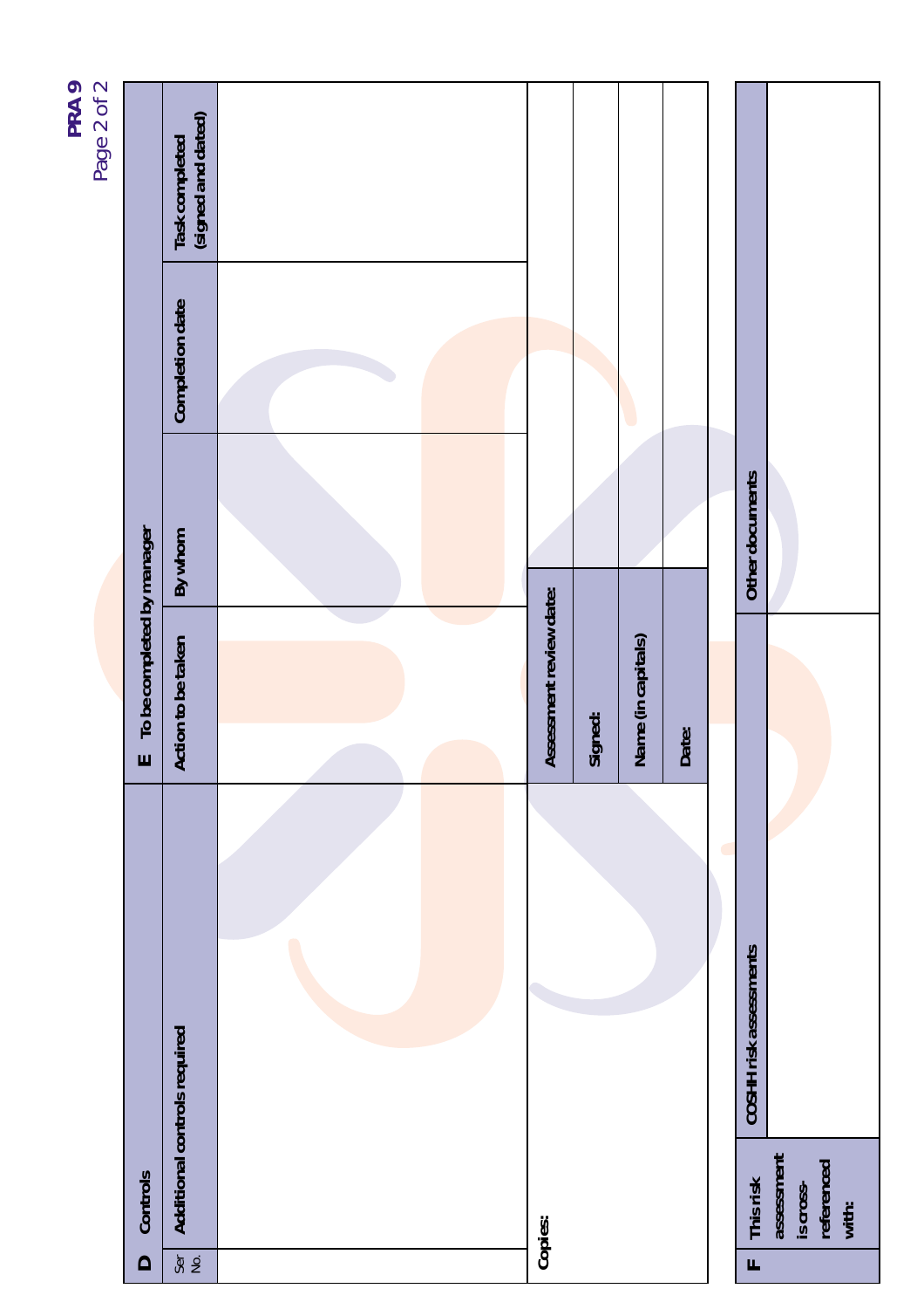| D Controls | | E To be completed by manager | | | |
|---|---|---|---|---|---|
| Ser No. | Additional controls required | Action to be taken | By whom | Completion date | Task completed (signed and dated) |
| | | | | | |

| | |
|---|---|
| Copies: | |
| Assessment review date: | |
| Signed: | |
| Name (in capitals) | |
| Date: | |

| F This risk assessment is cross-referenced with: | COSHH risk assessments | Other documents |
|---|---|---|
| | | |